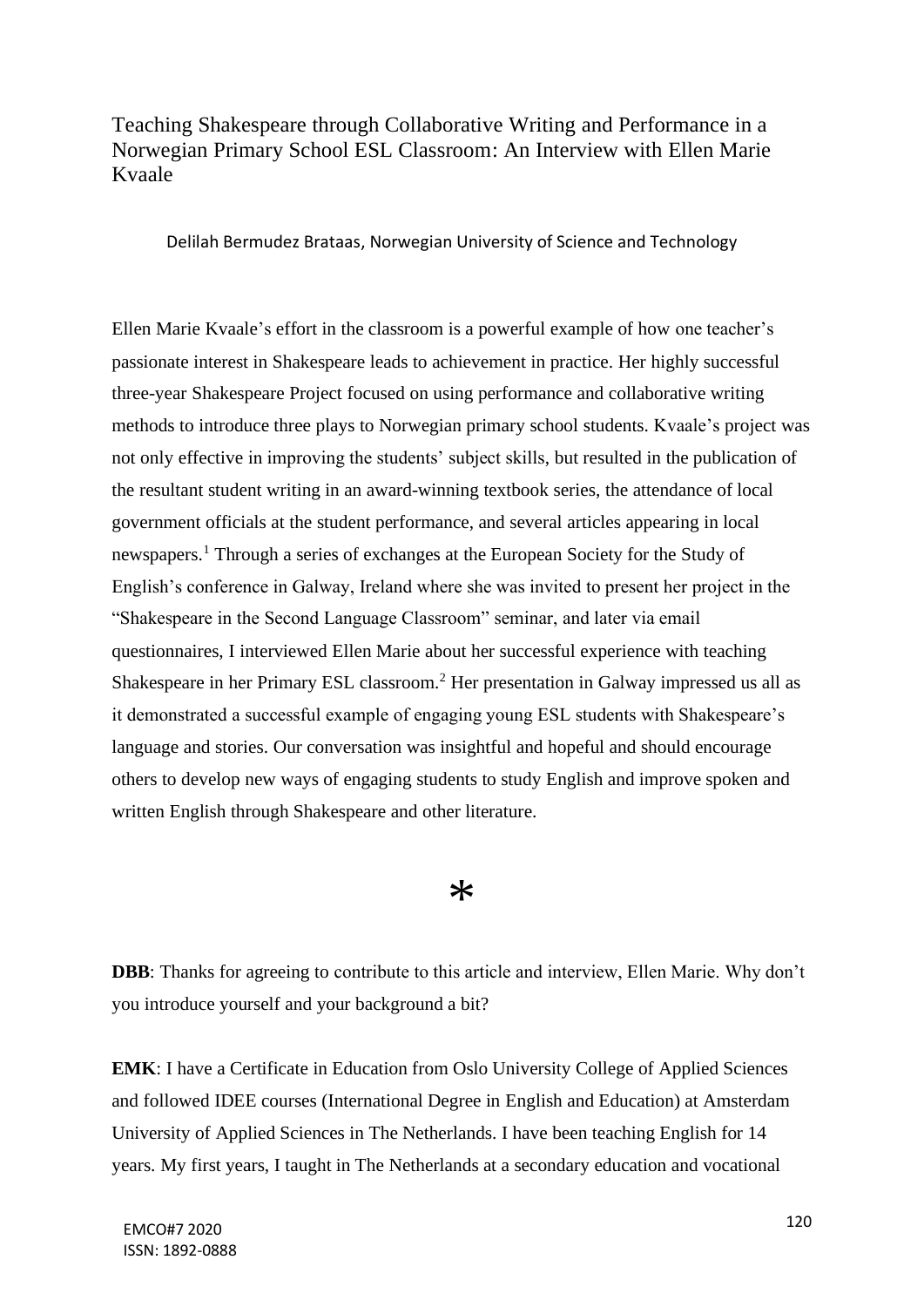# Teaching Shakespeare through Collaborative Writing and Performance in a Norwegian Primary School ESL Classroom: An Interview with Ellen Marie Kvaale

Delilah Bermudez Brataas, Norwegian University of Science and Technology

Ellen Marie Kvaale's effort in the classroom is a powerful example of how one teacher's passionate interest in Shakespeare leads to achievement in practice. Her highly successful three-year Shakespeare Project focused on using performance and collaborative writing methods to introduce three plays to Norwegian primary school students. Kvaale's project was not only effective in improving the students' subject skills, but resulted in the publication of the resultant student writing in an award-winning textbook series, the attendance of local government officials at the student performance, and several articles appearing in local newspapers.[1] Through a series of exchanges at the European Society for the Study of English's conference in Galway, Ireland where she was invited to present her project in the "Shakespeare in the Second Language Classroom" seminar, and later via email questionnaires, I interviewed Ellen Marie about her successful experience with teaching Shakespeare in her Primary ESL classroom.[2] Her presentation in Galway impressed us all as it demonstrated a successful example of engaging young ESL students with Shakespeare's language and stories. Our conversation was insightful and hopeful and should encourage others to develop new ways of engaging students to study English and improve spoken and written English through Shakespeare and other literature.

*

**DBB**: Thanks for agreeing to contribute to this article and interview, Ellen Marie. Why don't you introduce yourself and your background a bit?

**EMK**: I have a Certificate in Education from Oslo University College of Applied Sciences and followed IDEE courses (International Degree in English and Education) at Amsterdam University of Applied Sciences in The Netherlands. I have been teaching English for 14 years. My first years, I taught in The Netherlands at a secondary education and vocational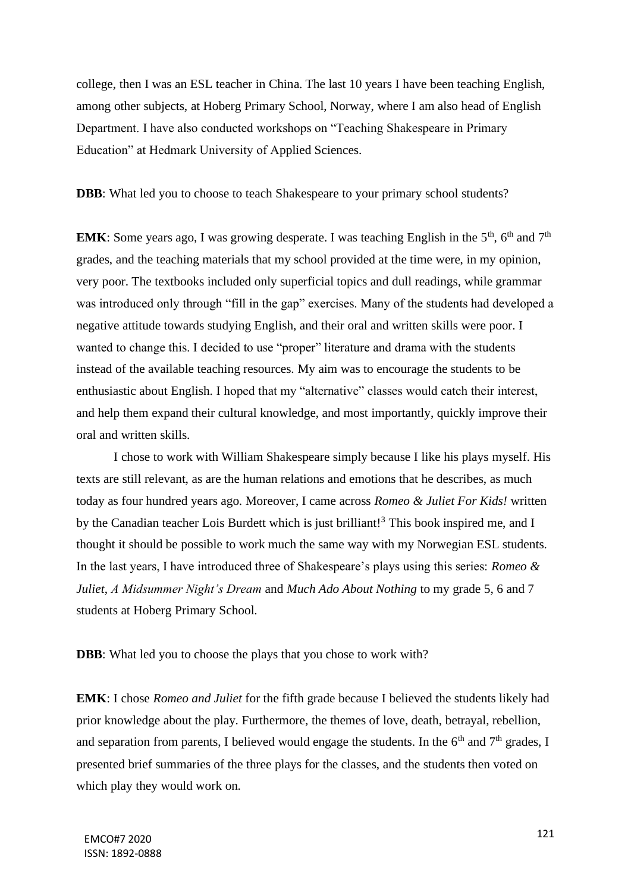college, then I was an ESL teacher in China. The last 10 years I have been teaching English, among other subjects, at Hoberg Primary School, Norway, where I am also head of English Department. I have also conducted workshops on "Teaching Shakespeare in Primary Education" at Hedmark University of Applied Sciences.

**DBB**: What led you to choose to teach Shakespeare to your primary school students?

**EMK**: Some years ago, I was growing desperate. I was teaching English in the 5th, 6th and 7th grades, and the teaching materials that my school provided at the time were, in my opinion, very poor. The textbooks included only superficial topics and dull readings, while grammar was introduced only through "fill in the gap" exercises. Many of the students had developed a negative attitude towards studying English, and their oral and written skills were poor. I wanted to change this. I decided to use "proper" literature and drama with the students instead of the available teaching resources. My aim was to encourage the students to be enthusiastic about English. I hoped that my "alternative" classes would catch their interest, and help them expand their cultural knowledge, and most importantly, quickly improve their oral and written skills.

I chose to work with William Shakespeare simply because I like his plays myself. His texts are still relevant, as are the human relations and emotions that he describes, as much today as four hundred years ago. Moreover, I came across *Romeo & Juliet For Kids!* written by the Canadian teacher Lois Burdett which is just brilliant![3] This book inspired me, and I thought it should be possible to work much the same way with my Norwegian ESL students. In the last years, I have introduced three of Shakespeare's plays using this series: *Romeo & Juliet*, *A Midsummer Night's Dream* and *Much Ado About Nothing* to my grade 5, 6 and 7 students at Hoberg Primary School.

**DBB**: What led you to choose the plays that you chose to work with?

**EMK**: I chose *Romeo and Juliet* for the fifth grade because I believed the students likely had prior knowledge about the play. Furthermore, the themes of love, death, betrayal, rebellion, and separation from parents, I believed would engage the students. In the 6th and 7th grades, I presented brief summaries of the three plays for the classes, and the students then voted on which play they would work on.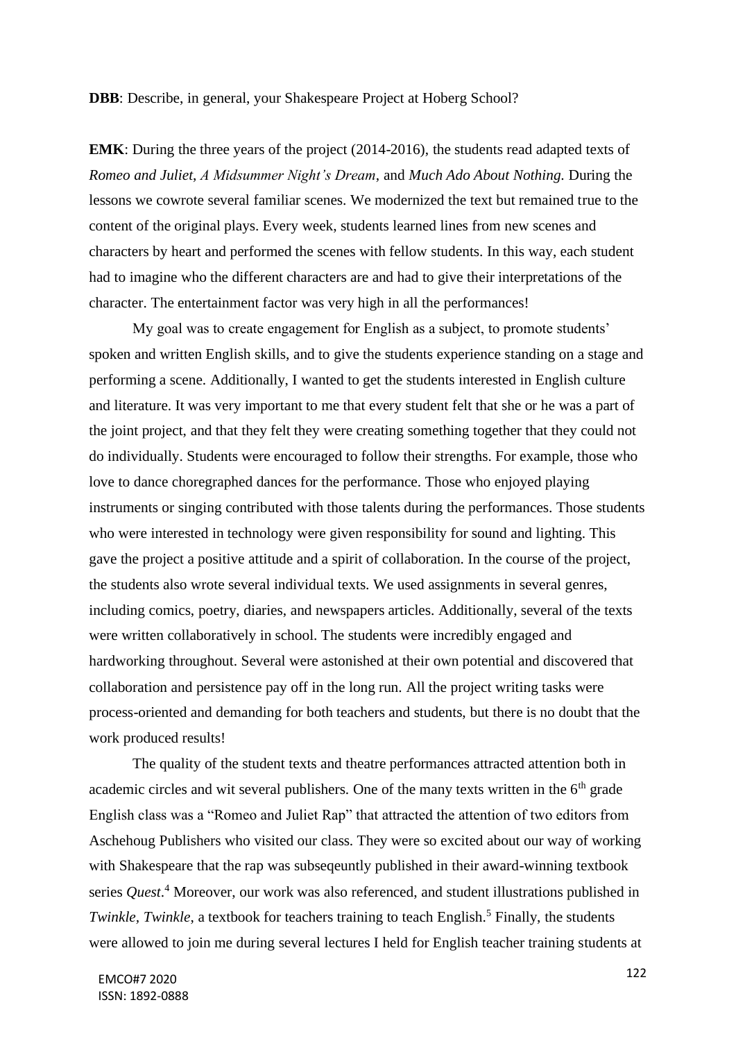**DBB**: Describe, in general, your Shakespeare Project at Hoberg School?

**EMK**: During the three years of the project (2014-2016), the students read adapted texts of *Romeo and Juliet*, *A Midsummer Night's Dream*, and *Much Ado About Nothing.* During the lessons we cowrote several familiar scenes. We modernized the text but remained true to the content of the original plays. Every week, students learned lines from new scenes and characters by heart and performed the scenes with fellow students. In this way, each student had to imagine who the different characters are and had to give their interpretations of the character. The entertainment factor was very high in all the performances!

My goal was to create engagement for English as a subject, to promote students' spoken and written English skills, and to give the students experience standing on a stage and performing a scene. Additionally, I wanted to get the students interested in English culture and literature. It was very important to me that every student felt that she or he was a part of the joint project, and that they felt they were creating something together that they could not do individually. Students were encouraged to follow their strengths. For example, those who love to dance choregraphed dances for the performance. Those who enjoyed playing instruments or singing contributed with those talents during the performances. Those students who were interested in technology were given responsibility for sound and lighting. This gave the project a positive attitude and a spirit of collaboration. In the course of the project, the students also wrote several individual texts. We used assignments in several genres, including comics, poetry, diaries, and newspapers articles. Additionally, several of the texts were written collaboratively in school. The students were incredibly engaged and hardworking throughout. Several were astonished at their own potential and discovered that collaboration and persistence pay off in the long run. All the project writing tasks were process-oriented and demanding for both teachers and students, but there is no doubt that the work produced results!

The quality of the student texts and theatre performances attracted attention both in academic circles and wit several publishers. One of the many texts written in the 6th grade English class was a "Romeo and Juliet Rap" that attracted the attention of two editors from Aschehoug Publishers who visited our class. They were so excited about our way of working with Shakespeare that the rap was subseqeuntly published in their award-winning textbook series *Quest*.[4] Moreover, our work was also referenced, and student illustrations published in *Twinkle, Twinkle*, a textbook for teachers training to teach English.[5] Finally, the students were allowed to join me during several lectures I held for English teacher training students at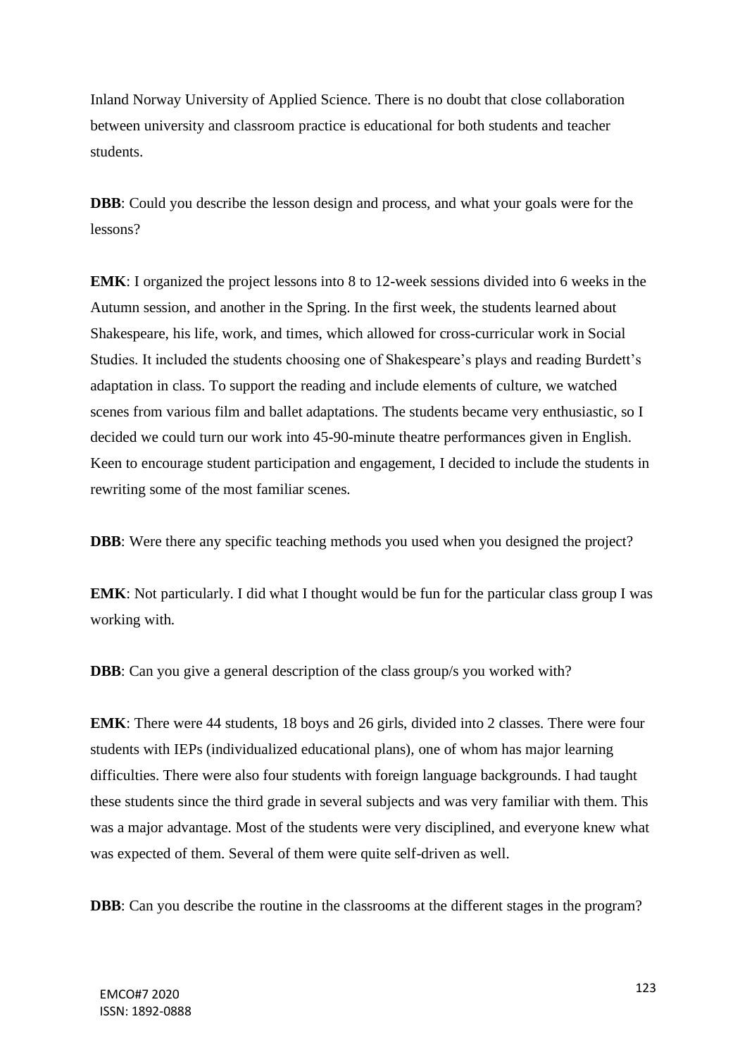Inland Norway University of Applied Science. There is no doubt that close collaboration between university and classroom practice is educational for both students and teacher students.

**DBB**: Could you describe the lesson design and process, and what your goals were for the lessons?

**EMK**: I organized the project lessons into 8 to 12-week sessions divided into 6 weeks in the Autumn session, and another in the Spring. In the first week, the students learned about Shakespeare, his life, work, and times, which allowed for cross-curricular work in Social Studies. It included the students choosing one of Shakespeare's plays and reading Burdett's adaptation in class. To support the reading and include elements of culture, we watched scenes from various film and ballet adaptations. The students became very enthusiastic, so I decided we could turn our work into 45-90-minute theatre performances given in English. Keen to encourage student participation and engagement, I decided to include the students in rewriting some of the most familiar scenes.

**DBB**: Were there any specific teaching methods you used when you designed the project?

**EMK**: Not particularly. I did what I thought would be fun for the particular class group I was working with.

**DBB**: Can you give a general description of the class group/s you worked with?

**EMK**: There were 44 students, 18 boys and 26 girls, divided into 2 classes. There were four students with IEPs (individualized educational plans), one of whom has major learning difficulties. There were also four students with foreign language backgrounds. I had taught these students since the third grade in several subjects and was very familiar with them. This was a major advantage. Most of the students were very disciplined, and everyone knew what was expected of them. Several of them were quite self-driven as well.

**DBB**: Can you describe the routine in the classrooms at the different stages in the program?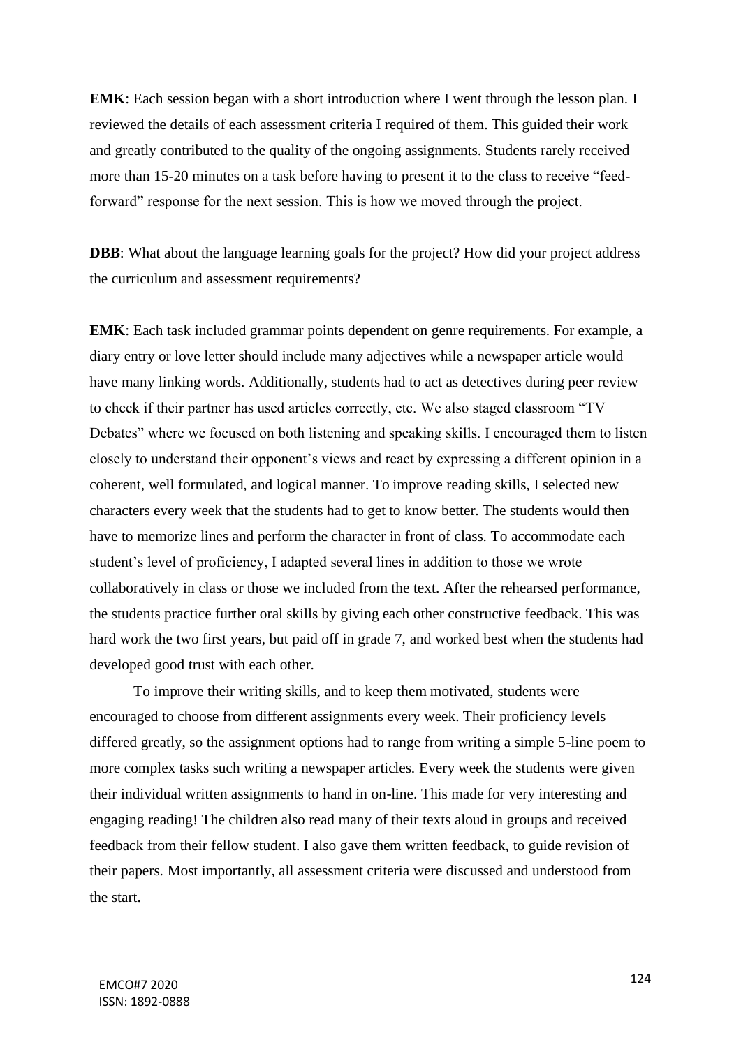**EMK**: Each session began with a short introduction where I went through the lesson plan. I reviewed the details of each assessment criteria I required of them. This guided their work and greatly contributed to the quality of the ongoing assignments. Students rarely received more than 15-20 minutes on a task before having to present it to the class to receive "feed-forward" response for the next session. This is how we moved through the project.

**DBB**: What about the language learning goals for the project? How did your project address the curriculum and assessment requirements?

**EMK**: Each task included grammar points dependent on genre requirements. For example, a diary entry or love letter should include many adjectives while a newspaper article would have many linking words. Additionally, students had to act as detectives during peer review to check if their partner has used articles correctly, etc. We also staged classroom "TV Debates" where we focused on both listening and speaking skills. I encouraged them to listen closely to understand their opponent's views and react by expressing a different opinion in a coherent, well formulated, and logical manner. To improve reading skills, I selected new characters every week that the students had to get to know better. The students would then have to memorize lines and perform the character in front of class. To accommodate each student's level of proficiency, I adapted several lines in addition to those we wrote collaboratively in class or those we included from the text. After the rehearsed performance, the students practice further oral skills by giving each other constructive feedback. This was hard work the two first years, but paid off in grade 7, and worked best when the students had developed good trust with each other.

To improve their writing skills, and to keep them motivated, students were encouraged to choose from different assignments every week. Their proficiency levels differed greatly, so the assignment options had to range from writing a simple 5-line poem to more complex tasks such writing a newspaper articles. Every week the students were given their individual written assignments to hand in on-line. This made for very interesting and engaging reading! The children also read many of their texts aloud in groups and received feedback from their fellow student. I also gave them written feedback, to guide revision of their papers. Most importantly, all assessment criteria were discussed and understood from the start.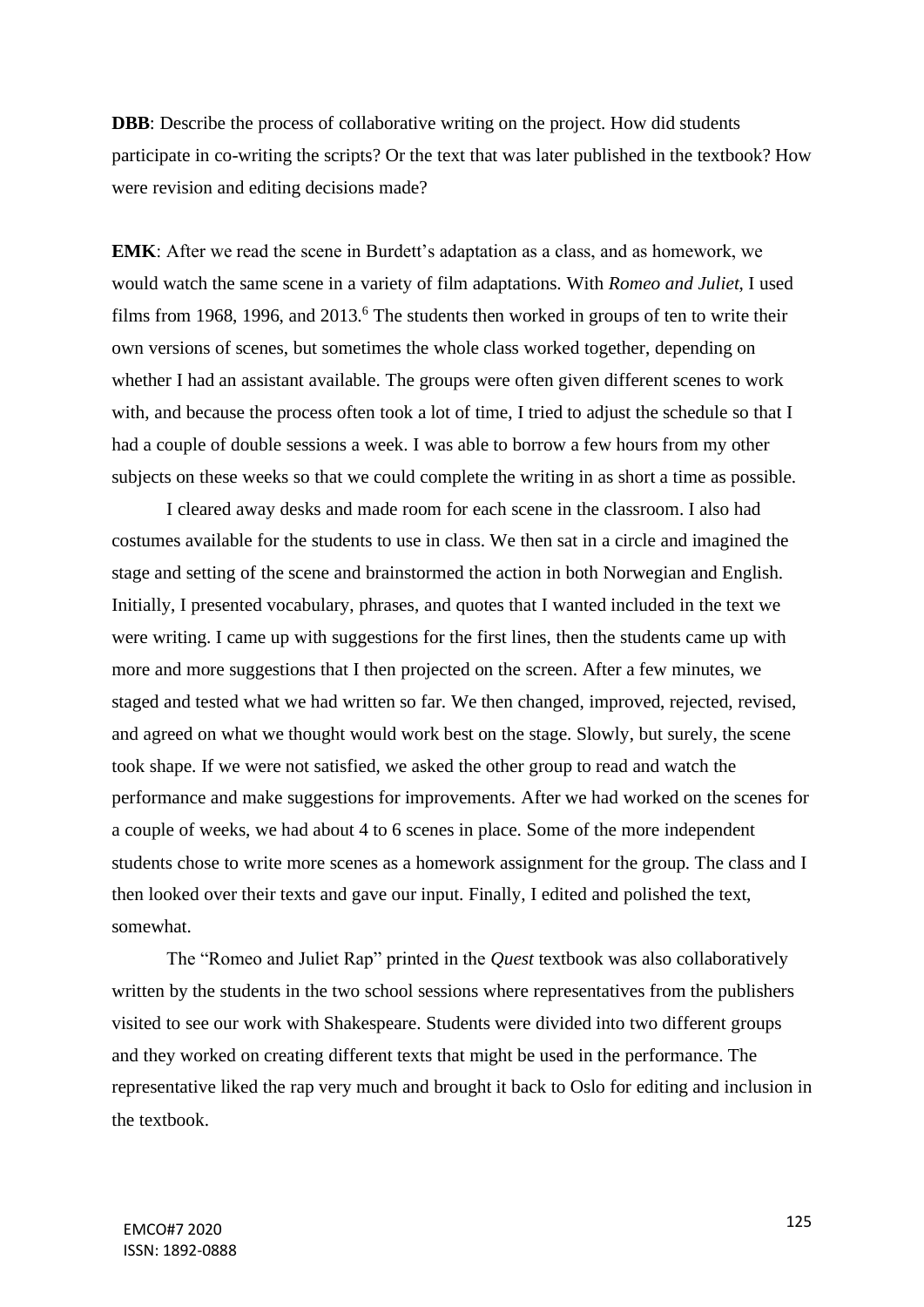**DBB**: Describe the process of collaborative writing on the project. How did students participate in co-writing the scripts? Or the text that was later published in the textbook? How were revision and editing decisions made?

**EMK**: After we read the scene in Burdett's adaptation as a class, and as homework, we would watch the same scene in a variety of film adaptations. With *Romeo and Juliet*, I used films from 1968, 1996, and 2013.[6] The students then worked in groups of ten to write their own versions of scenes, but sometimes the whole class worked together, depending on whether I had an assistant available. The groups were often given different scenes to work with, and because the process often took a lot of time, I tried to adjust the schedule so that I had a couple of double sessions a week. I was able to borrow a few hours from my other subjects on these weeks so that we could complete the writing in as short a time as possible.

I cleared away desks and made room for each scene in the classroom. I also had costumes available for the students to use in class. We then sat in a circle and imagined the stage and setting of the scene and brainstormed the action in both Norwegian and English. Initially, I presented vocabulary, phrases, and quotes that I wanted included in the text we were writing. I came up with suggestions for the first lines, then the students came up with more and more suggestions that I then projected on the screen. After a few minutes, we staged and tested what we had written so far. We then changed, improved, rejected, revised, and agreed on what we thought would work best on the stage. Slowly, but surely, the scene took shape. If we were not satisfied, we asked the other group to read and watch the performance and make suggestions for improvements. After we had worked on the scenes for a couple of weeks, we had about 4 to 6 scenes in place. Some of the more independent students chose to write more scenes as a homework assignment for the group. The class and I then looked over their texts and gave our input. Finally, I edited and polished the text, somewhat.

The "Romeo and Juliet Rap" printed in the *Quest* textbook was also collaboratively written by the students in the two school sessions where representatives from the publishers visited to see our work with Shakespeare. Students were divided into two different groups and they worked on creating different texts that might be used in the performance. The representative liked the rap very much and brought it back to Oslo for editing and inclusion in the textbook.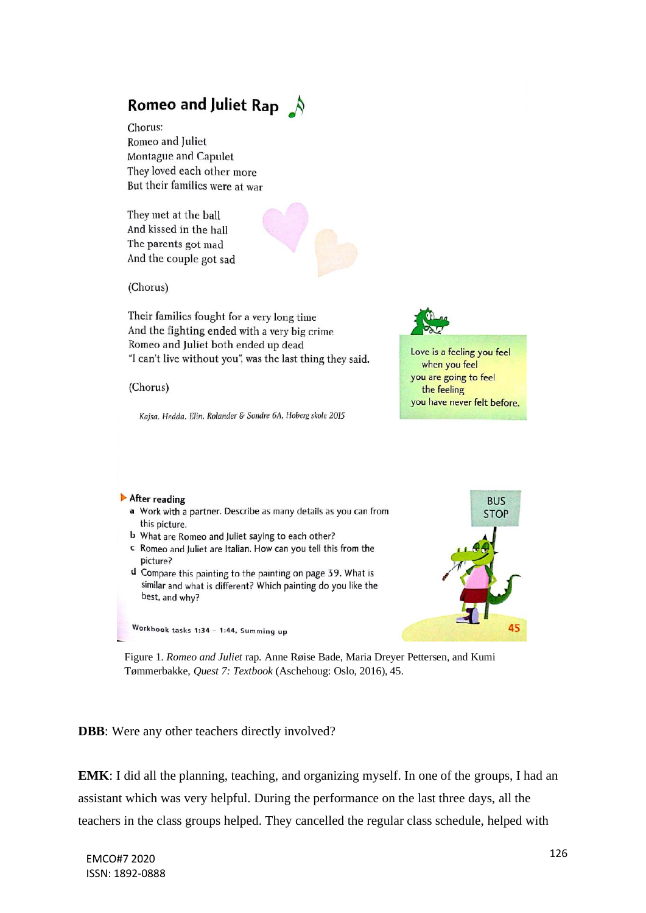## Romeo and Juliet Rap

Chorus:
Romeo and Juliet
Montague and Capulet
They loved each other more
But their families were at war

They met at the ball
And kissed in the hall
The parents got mad
And the couple got sad

(Chorus)

Their families fought for a very long time
And the fighting ended with a very big crime
Romeo and Juliet both ended up dead
"I can't live without you", was the last thing they said.

(Chorus)

*Kajsa, Hedda, Elin, Rolander & Sondre 6A, Hoberg skole 2015*

Love is a feeling you feel
when you feel
you are going to feel
the feeling
you have never felt before.

**After reading**

- **a** Work with a partner. Describe as many details as you can from this picture.
- **b** What are Romeo and Juliet saying to each other?
- **c** Romeo and Juliet are Italian. How can you tell this from the picture?
- **d** Compare this painting to the painting on page 39. What is similar and what is different? Which painting do you like the best, and why?

Workbook tasks 1:34 – 1:44, Summing up

BUS STOP

45

Figure 1. *Romeo and Juliet* rap. Anne Røise Bade, Maria Dreyer Pettersen, and Kumi Tømmerbakke, *Quest 7: Textbook* (Aschehoug: Oslo, 2016), 45.

**DBB**: Were any other teachers directly involved?

**EMK**: I did all the planning, teaching, and organizing myself. In one of the groups, I had an assistant which was very helpful. During the performance on the last three days, all the teachers in the class groups helped. They cancelled the regular class schedule, helped with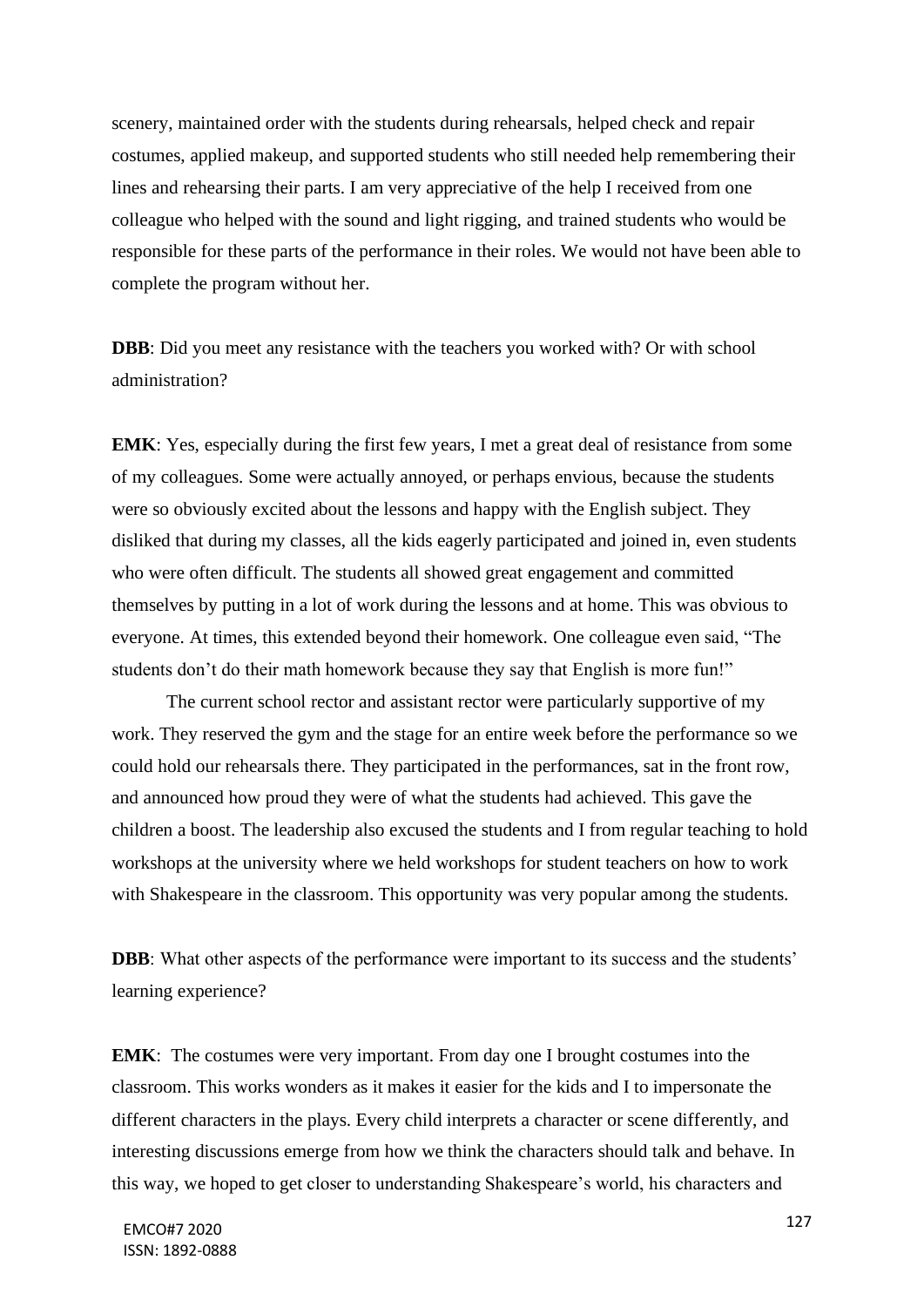scenery, maintained order with the students during rehearsals, helped check and repair costumes, applied makeup, and supported students who still needed help remembering their lines and rehearsing their parts. I am very appreciative of the help I received from one colleague who helped with the sound and light rigging, and trained students who would be responsible for these parts of the performance in their roles. We would not have been able to complete the program without her.

**DBB**: Did you meet any resistance with the teachers you worked with? Or with school administration?

**EMK**: Yes, especially during the first few years, I met a great deal of resistance from some of my colleagues. Some were actually annoyed, or perhaps envious, because the students were so obviously excited about the lessons and happy with the English subject. They disliked that during my classes, all the kids eagerly participated and joined in, even students who were often difficult. The students all showed great engagement and committed themselves by putting in a lot of work during the lessons and at home. This was obvious to everyone. At times, this extended beyond their homework. One colleague even said, "The students don't do their math homework because they say that English is more fun!"

The current school rector and assistant rector were particularly supportive of my work. They reserved the gym and the stage for an entire week before the performance so we could hold our rehearsals there. They participated in the performances, sat in the front row, and announced how proud they were of what the students had achieved. This gave the children a boost. The leadership also excused the students and I from regular teaching to hold workshops at the university where we held workshops for student teachers on how to work with Shakespeare in the classroom. This opportunity was very popular among the students.

**DBB**: What other aspects of the performance were important to its success and the students' learning experience?

**EMK**: The costumes were very important. From day one I brought costumes into the classroom. This works wonders as it makes it easier for the kids and I to impersonate the different characters in the plays. Every child interprets a character or scene differently, and interesting discussions emerge from how we think the characters should talk and behave. In this way, we hoped to get closer to understanding Shakespeare's world, his characters and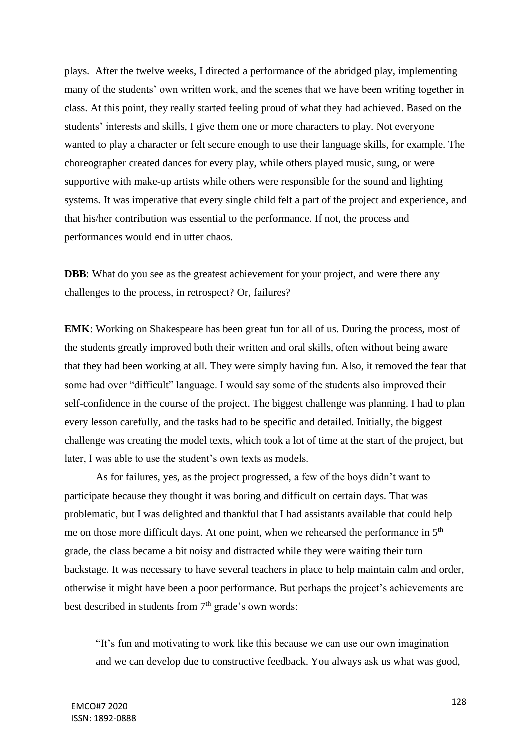plays. After the twelve weeks, I directed a performance of the abridged play, implementing many of the students' own written work, and the scenes that we have been writing together in class. At this point, they really started feeling proud of what they had achieved. Based on the students' interests and skills, I give them one or more characters to play. Not everyone wanted to play a character or felt secure enough to use their language skills, for example. The choreographer created dances for every play, while others played music, sung, or were supportive with make-up artists while others were responsible for the sound and lighting systems. It was imperative that every single child felt a part of the project and experience, and that his/her contribution was essential to the performance. If not, the process and performances would end in utter chaos.

**DBB**: What do you see as the greatest achievement for your project, and were there any challenges to the process, in retrospect? Or, failures?

**EMK**: Working on Shakespeare has been great fun for all of us. During the process, most of the students greatly improved both their written and oral skills, often without being aware that they had been working at all. They were simply having fun. Also, it removed the fear that some had over "difficult" language. I would say some of the students also improved their self-confidence in the course of the project. The biggest challenge was planning. I had to plan every lesson carefully, and the tasks had to be specific and detailed. Initially, the biggest challenge was creating the model texts, which took a lot of time at the start of the project, but later, I was able to use the student's own texts as models.

As for failures, yes, as the project progressed, a few of the boys didn't want to participate because they thought it was boring and difficult on certain days. That was problematic, but I was delighted and thankful that I had assistants available that could help me on those more difficult days. At one point, when we rehearsed the performance in 5th grade, the class became a bit noisy and distracted while they were waiting their turn backstage. It was necessary to have several teachers in place to help maintain calm and order, otherwise it might have been a poor performance. But perhaps the project's achievements are best described in students from 7th grade's own words:

> "It's fun and motivating to work like this because we can use our own imagination and we can develop due to constructive feedback. You always ask us what was good,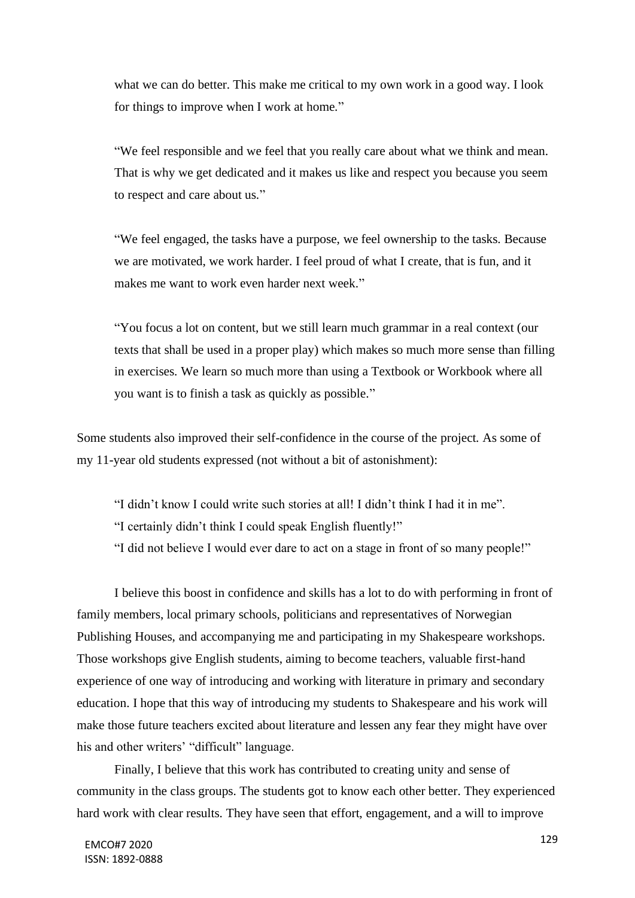> what we can do better. This make me critical to my own work in a good way. I look for things to improve when I work at home."
>
> "We feel responsible and we feel that you really care about what we think and mean. That is why we get dedicated and it makes us like and respect you because you seem to respect and care about us."
>
> "We feel engaged, the tasks have a purpose, we feel ownership to the tasks. Because we are motivated, we work harder. I feel proud of what I create, that is fun, and it makes me want to work even harder next week."
>
> "You focus a lot on content, but we still learn much grammar in a real context (our texts that shall be used in a proper play) which makes so much more sense than filling in exercises. We learn so much more than using a Textbook or Workbook where all you want is to finish a task as quickly as possible."

Some students also improved their self-confidence in the course of the project. As some of my 11-year old students expressed (not without a bit of astonishment):

> "I didn't know I could write such stories at all! I didn't think I had it in me".
> "I certainly didn't think I could speak English fluently!"
> "I did not believe I would ever dare to act on a stage in front of so many people!"

I believe this boost in confidence and skills has a lot to do with performing in front of family members, local primary schools, politicians and representatives of Norwegian Publishing Houses, and accompanying me and participating in my Shakespeare workshops. Those workshops give English students, aiming to become teachers, valuable first-hand experience of one way of introducing and working with literature in primary and secondary education. I hope that this way of introducing my students to Shakespeare and his work will make those future teachers excited about literature and lessen any fear they might have over his and other writers' "difficult" language.

Finally, I believe that this work has contributed to creating unity and sense of community in the class groups. The students got to know each other better. They experienced hard work with clear results. They have seen that effort, engagement, and a will to improve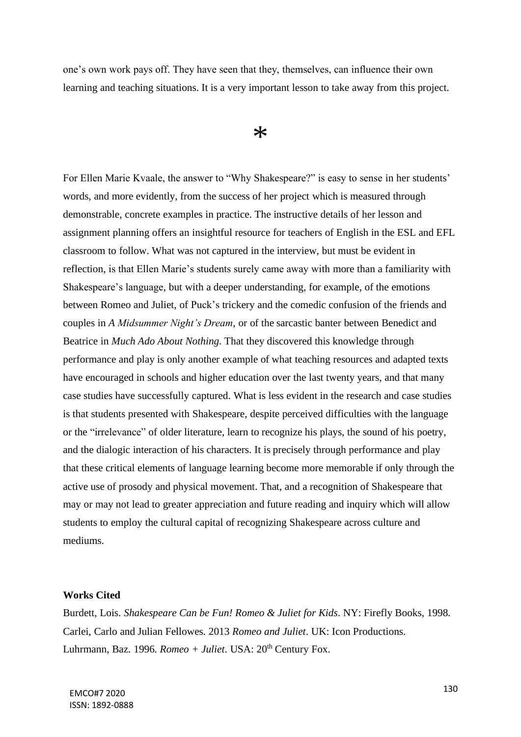one's own work pays off. They have seen that they, themselves, can influence their own learning and teaching situations. It is a very important lesson to take away from this project.

*

For Ellen Marie Kvaale, the answer to "Why Shakespeare?" is easy to sense in her students' words, and more evidently, from the success of her project which is measured through demonstrable, concrete examples in practice. The instructive details of her lesson and assignment planning offers an insightful resource for teachers of English in the ESL and EFL classroom to follow. What was not captured in the interview, but must be evident in reflection, is that Ellen Marie's students surely came away with more than a familiarity with Shakespeare's language, but with a deeper understanding, for example, of the emotions between Romeo and Juliet, of Puck's trickery and the comedic confusion of the friends and couples in *A Midsummer Night's Dream*, or of the sarcastic banter between Benedict and Beatrice in *Much Ado About Nothing*. That they discovered this knowledge through performance and play is only another example of what teaching resources and adapted texts have encouraged in schools and higher education over the last twenty years, and that many case studies have successfully captured. What is less evident in the research and case studies is that students presented with Shakespeare, despite perceived difficulties with the language or the "irrelevance" of older literature, learn to recognize his plays, the sound of his poetry, and the dialogic interaction of his characters. It is precisely through performance and play that these critical elements of language learning become more memorable if only through the active use of prosody and physical movement. That, and a recognition of Shakespeare that may or may not lead to greater appreciation and future reading and inquiry which will allow students to employ the cultural capital of recognizing Shakespeare across culture and mediums.

**Works Cited**

Burdett, Lois. *Shakespeare Can be Fun! Romeo & Juliet for Kids*. NY: Firefly Books, 1998.
Carlei, Carlo and Julian Fellowes. 2013 *Romeo and Juliet*. UK: Icon Productions.
Luhrmann, Baz. 1996. *Romeo + Juliet*. USA: 20th Century Fox.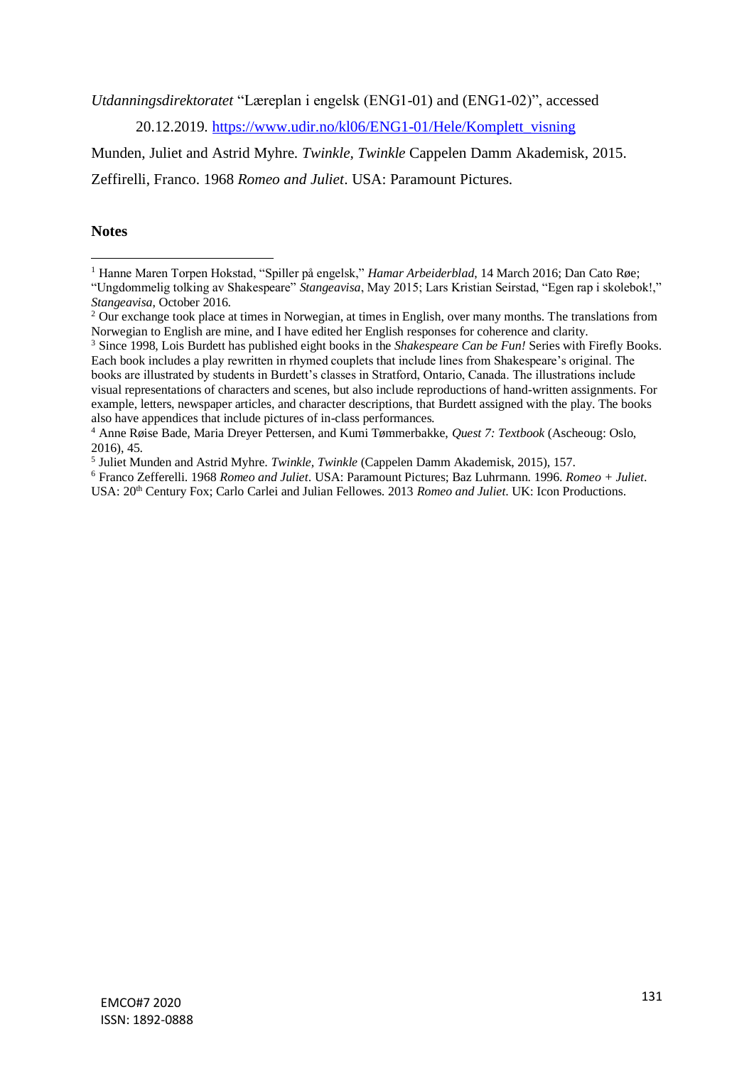*Utdanningsdirektoratet* "Læreplan i engelsk (ENG1-01) and (ENG1-02)", accessed 20.12.2019. https://www.udir.no/kl06/ENG1-01/Hele/Komplett_visning

Munden, Juliet and Astrid Myhre. *Twinkle, Twinkle* Cappelen Damm Akademisk, 2015.

Zeffirelli, Franco. 1968 *Romeo and Juliet*. USA: Paramount Pictures.

## Notes

[1] Hanne Maren Torpen Hokstad, "Spiller på engelsk," *Hamar Arbeiderblad,* 14 March 2016; Dan Cato Røe; "Ungdommelig tolking av Shakespeare" *Stangeavisa*, May 2015; Lars Kristian Seirstad, "Egen rap i skolebok!," *Stangeavisa,* October 2016.

[2] Our exchange took place at times in Norwegian, at times in English, over many months. The translations from Norwegian to English are mine, and I have edited her English responses for coherence and clarity.

[3] Since 1998, Lois Burdett has published eight books in the *Shakespeare Can be Fun!* Series with Firefly Books. Each book includes a play rewritten in rhymed couplets that include lines from Shakespeare's original. The books are illustrated by students in Burdett's classes in Stratford, Ontario, Canada. The illustrations include visual representations of characters and scenes, but also include reproductions of hand-written assignments. For example, letters, newspaper articles, and character descriptions, that Burdett assigned with the play. The books also have appendices that include pictures of in-class performances.

[4] Anne Røise Bade, Maria Dreyer Pettersen, and Kumi Tømmerbakke, *Quest 7: Textbook* (Ascheoug: Oslo, 2016), 45.

[5] Juliet Munden and Astrid Myhre. *Twinkle, Twinkle* (Cappelen Damm Akademisk, 2015), 157.

[6] Franco Zefferelli. 1968 *Romeo and Juliet*. USA: Paramount Pictures; Baz Luhrmann. 1996. *Romeo + Juliet*. USA: 20th Century Fox; Carlo Carlei and Julian Fellowes. 2013 *Romeo and Juliet*. UK: Icon Productions.